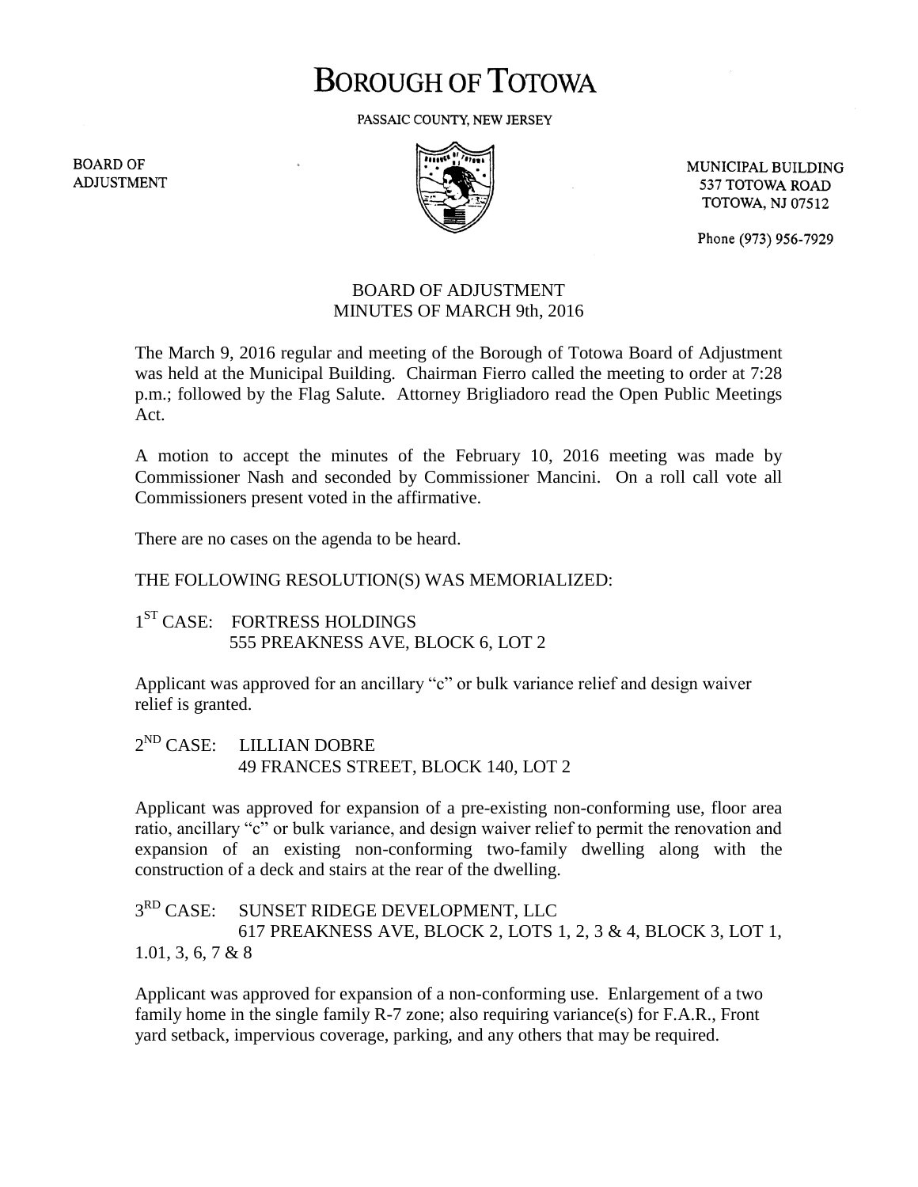# BOROUGH OF TOTOWA

PASSAIC COUNTY, NEW JERSEY

BOARD OF ADJUSTMENT

MUNICIPAL BUILDING
537 TOTOWA ROAD
TOTOWA, NJ 07512

Phone (973) 956-7929

## BOARD OF ADJUSTMENT
## MINUTES OF MARCH 9th, 2016

The March 9, 2016 regular and meeting of the Borough of Totowa Board of Adjustment was held at the Municipal Building. Chairman Fierro called the meeting to order at 7:28 p.m.; followed by the Flag Salute. Attorney Brigliadoro read the Open Public Meetings Act.

A motion to accept the minutes of the February 10, 2016 meeting was made by Commissioner Nash and seconded by Commissioner Mancini. On a roll call vote all Commissioners present voted in the affirmative.

There are no cases on the agenda to be heard.

THE FOLLOWING RESOLUTION(S) WAS MEMORIALIZED:

1ST CASE: FORTRESS HOLDINGS
555 PREAKNESS AVE, BLOCK 6, LOT 2

Applicant was approved for an ancillary "c" or bulk variance relief and design waiver relief is granted.

2ND CASE: LILLIAN DOBRE
49 FRANCES STREET, BLOCK 140, LOT 2

Applicant was approved for expansion of a pre-existing non-conforming use, floor area ratio, ancillary "c" or bulk variance, and design waiver relief to permit the renovation and expansion of an existing non-conforming two-family dwelling along with the construction of a deck and stairs at the rear of the dwelling.

3RD CASE: SUNSET RIDEGE DEVELOPMENT, LLC
617 PREAKNESS AVE, BLOCK 2, LOTS 1, 2, 3 & 4, BLOCK 3, LOT 1, 1.01, 3, 6, 7 & 8

Applicant was approved for expansion of a non-conforming use. Enlargement of a two family home in the single family R-7 zone; also requiring variance(s) for F.A.R., Front yard setback, impervious coverage, parking, and any others that may be required.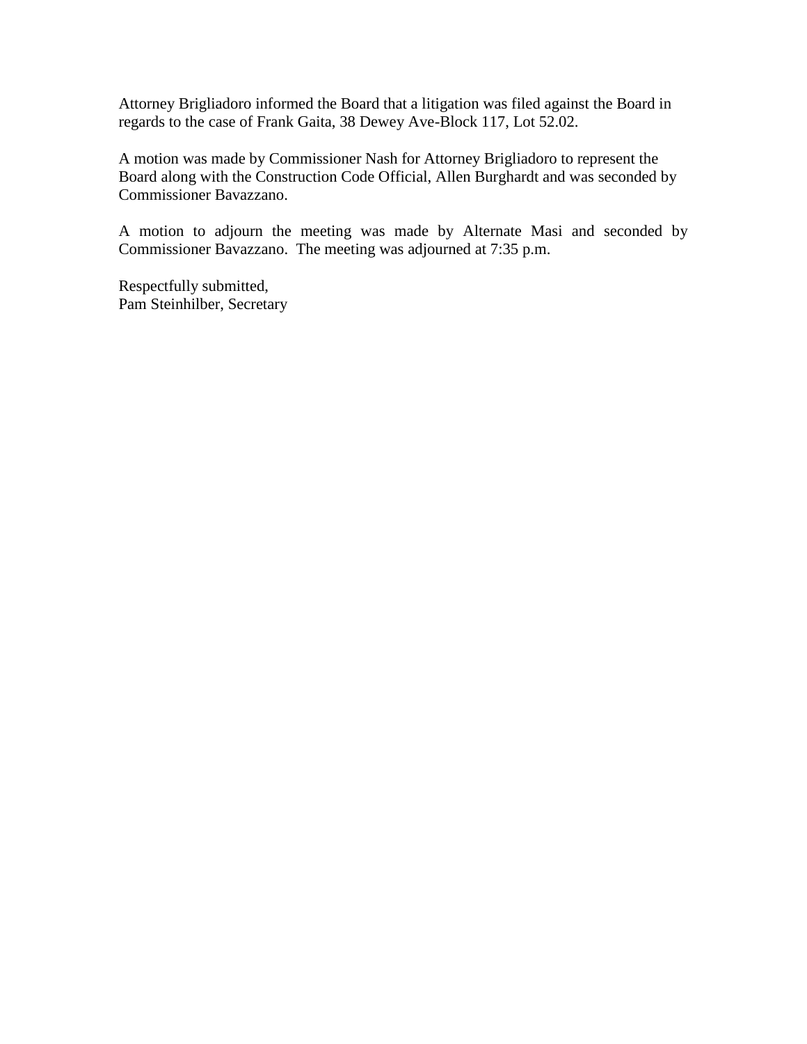Attorney Brigliadoro informed the Board that a litigation was filed against the Board in regards to the case of Frank Gaita, 38 Dewey Ave-Block 117, Lot 52.02.

A motion was made by Commissioner Nash for Attorney Brigliadoro to represent the Board along with the Construction Code Official, Allen Burghardt and was seconded by Commissioner Bavazzano.

A motion to adjourn the meeting was made by Alternate Masi and seconded by Commissioner Bavazzano. The meeting was adjourned at 7:35 p.m.

Respectfully submitted,
Pam Steinhilber, Secretary